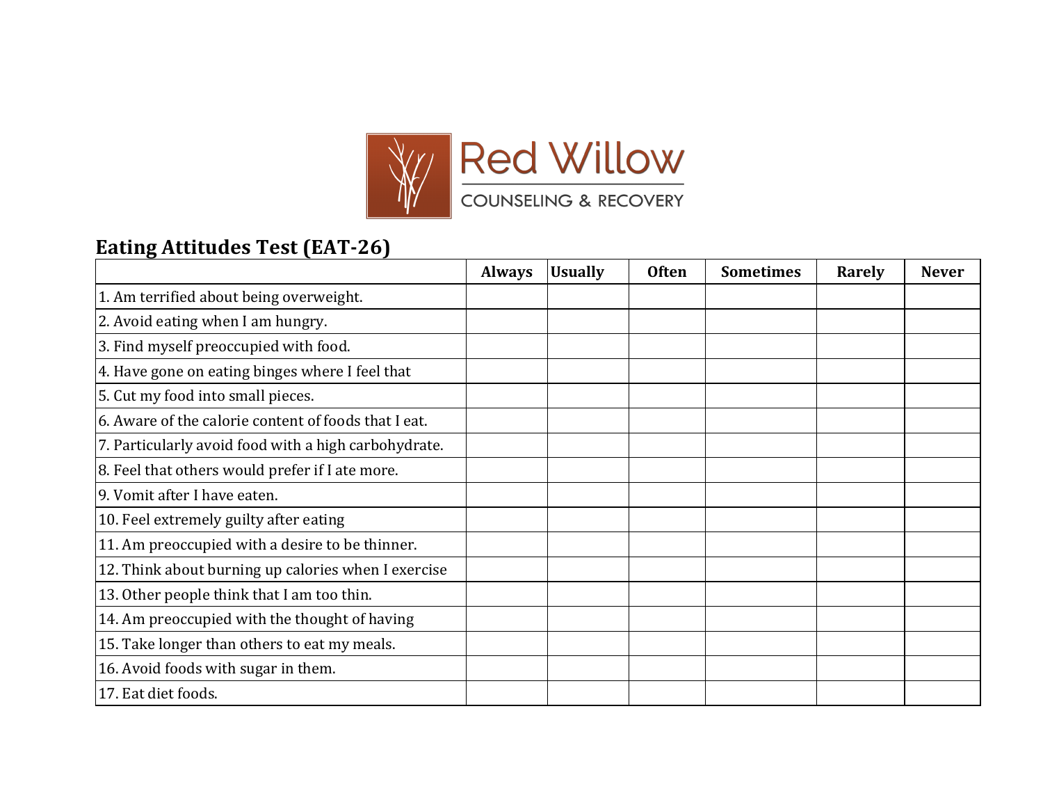Red Willow
COUNSELING & RECOVERY

## Eating Attitudes Test (EAT-26)

| | Always | Usually | Often | Sometimes | Rarely | Never |
|---|---|---|---|---|---|---|
| 1. Am terrified about being overweight. | | | | | | |
| 2. Avoid eating when I am hungry. | | | | | | |
| 3. Find myself preoccupied with food. | | | | | | |
| 4. Have gone on eating binges where I feel that | | | | | | |
| 5. Cut my food into small pieces. | | | | | | |
| 6. Aware of the calorie content of foods that I eat. | | | | | | |
| 7. Particularly avoid food with a high carbohydrate. | | | | | | |
| 8. Feel that others would prefer if I ate more. | | | | | | |
| 9. Vomit after I have eaten. | | | | | | |
| 10. Feel extremely guilty after eating | | | | | | |
| 11. Am preoccupied with a desire to be thinner. | | | | | | |
| 12. Think about burning up calories when I exercise | | | | | | |
| 13. Other people think that I am too thin. | | | | | | |
| 14. Am preoccupied with the thought of having | | | | | | |
| 15. Take longer than others to eat my meals. | | | | | | |
| 16. Avoid foods with sugar in them. | | | | | | |
| 17. Eat diet foods. | | | | | | |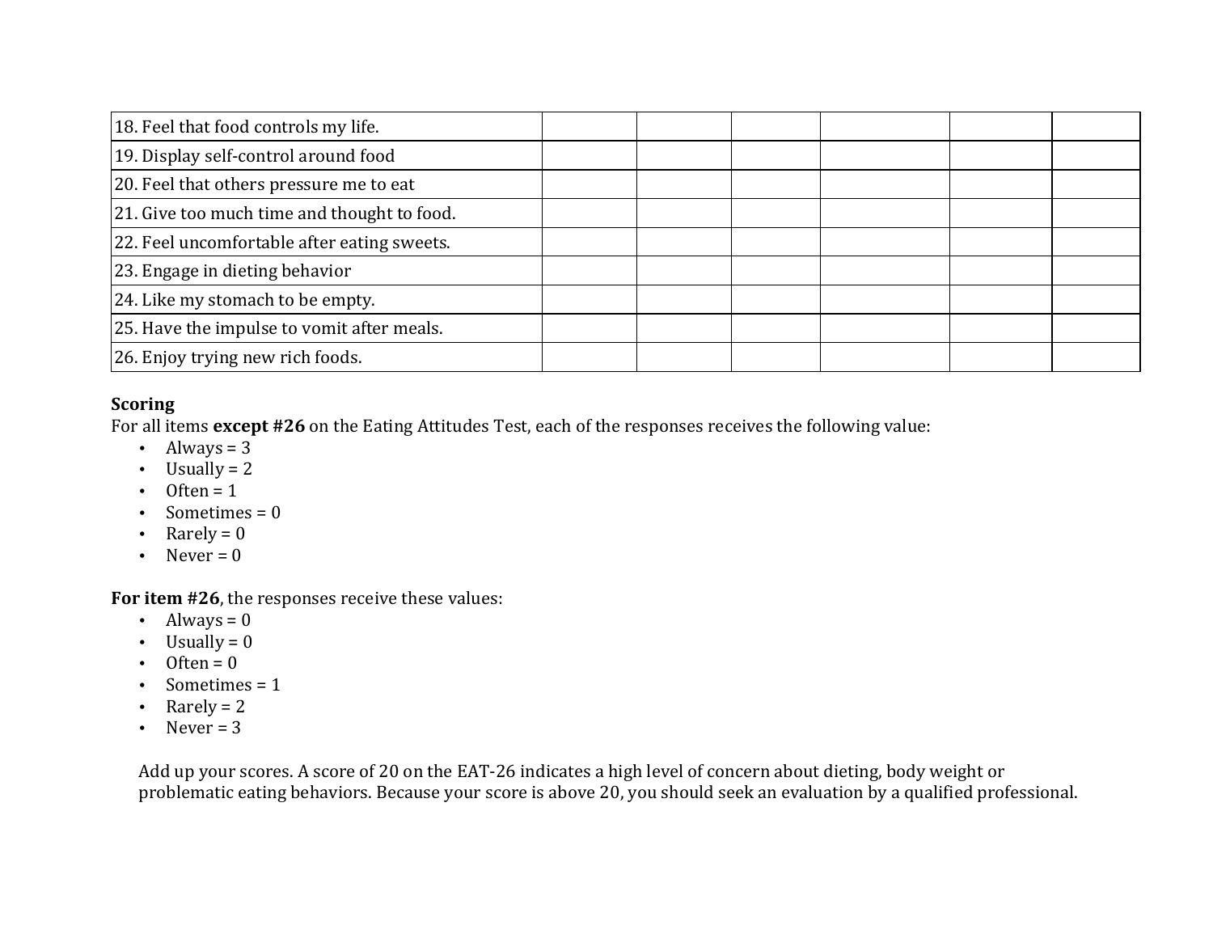| | | | | | | |
|---|---|---|---|---|---|---|
| 18. Feel that food controls my life. | | | | | | |
| 19. Display self-control around food | | | | | | |
| 20. Feel that others pressure me to eat | | | | | | |
| 21. Give too much time and thought to food. | | | | | | |
| 22. Feel uncomfortable after eating sweets. | | | | | | |
| 23. Engage in dieting behavior | | | | | | |
| 24. Like my stomach to be empty. | | | | | | |
| 25. Have the impulse to vomit after meals. | | | | | | |
| 26. Enjoy trying new rich foods. | | | | | | |

**Scoring**

For all items **except #26** on the Eating Attitudes Test, each of the responses receives the following value:

- Always = 3
- Usually = 2
- Often = 1
- Sometimes = 0
- Rarely = 0
- Never = 0

**For item #26**, the responses receive these values:

- Always = 0
- Usually = 0
- Often = 0
- Sometimes = 1
- Rarely = 2
- Never = 3

Add up your scores. A score of 20 on the EAT-26 indicates a high level of concern about dieting, body weight or problematic eating behaviors. Because your score is above 20, you should seek an evaluation by a qualified professional.